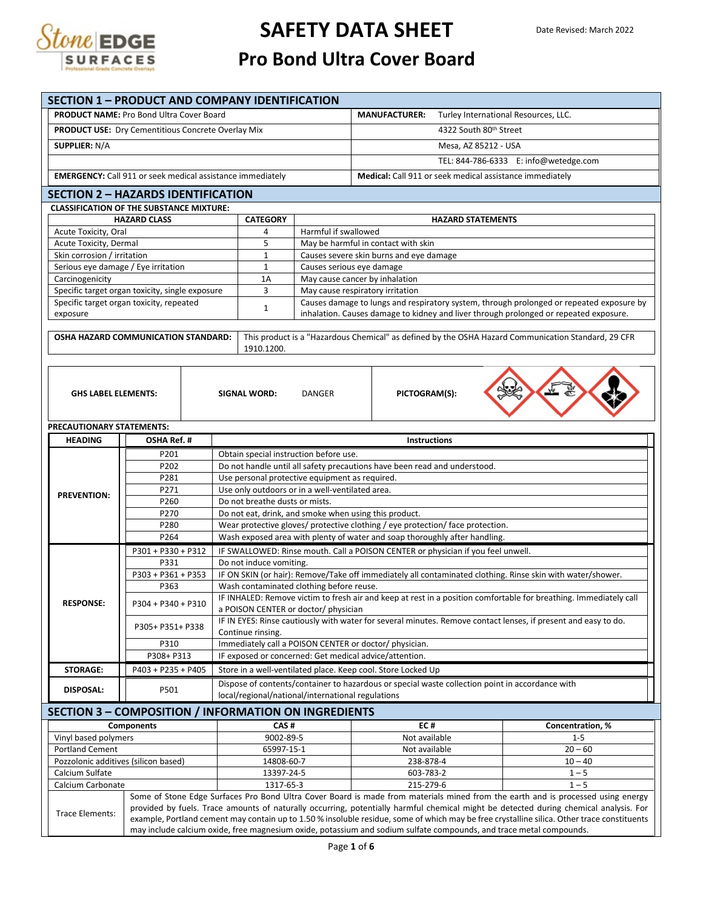# SAFETY DATA SHEET

## Pro Bond Ultra Cover Board

Date Revised: March 2022

## SECTION 1 – PRODUCT AND COMPANY IDENTIFICATION

| | |
|---|---|
| **PRODUCT NAME:** Pro Bond Ultra Cover Board | **MANUFACTURER:** Turley International Resources, LLC. |
| **PRODUCT USE:** Dry Cementitious Concrete Overlay Mix | 4322 South 80th Street |
| **SUPPLIER:** N/A | Mesa, AZ 85212 - USA |
| | TEL: 844-786-6333 E: info@wetedge.com |
| **EMERGENCY:** Call 911 or seek medical assistance immediately | **Medical:** Call 911 or seek medical assistance immediately |

## SECTION 2 – HAZARDS IDENTIFICATION

**CLASSIFICATION OF THE SUBSTANCE MIXTURE:**

| HAZARD CLASS | CATEGORY | HAZARD STATEMENTS |
|---|---|---|
| Acute Toxicity, Oral | 4 | Harmful if swallowed |
| Acute Toxicity, Dermal | 5 | May be harmful in contact with skin |
| Skin corrosion / irritation | 1 | Causes severe skin burns and eye damage |
| Serious eye damage / Eye irritation | 1 | Causes serious eye damage |
| Carcinogenicity | 1A | May cause cancer by inhalation |
| Specific target organ toxicity, single exposure | 3 | May cause respiratory irritation |
| Specific target organ toxicity, repeated exposure | 1 | Causes damage to lungs and respiratory system, through prolonged or repeated exposure by inhalation. Causes damage to kidney and liver through prolonged or repeated exposure. |

| | |
|---|---|
| **OSHA HAZARD COMMUNICATION STANDARD:** | This product is a "Hazardous Chemical" as defined by the OSHA Hazard Communication Standard, 29 CFR 1910.1200. |

| **GHS LABEL ELEMENTS:** | **SIGNAL WORD:** DANGER | **PICTOGRAM(S):** |
|---|---|---|

**PRECAUTIONARY STATEMENTS:**

| HEADING | OSHA Ref. # | Instructions |
|---|---|---|
| **PREVENTION:** | P201 | Obtain special instruction before use. |
| | P202 | Do not handle until all safety precautions have been read and understood. |
| | P281 | Use personal protective equipment as required. |
| | P271 | Use only outdoors or in a well-ventilated area. |
| | P260 | Do not breathe dusts or mists. |
| | P270 | Do not eat, drink, and smoke when using this product. |
| | P280 | Wear protective gloves/ protective clothing / eye protection/ face protection. |
| | P264 | Wash exposed area with plenty of water and soap thoroughly after handling. |
| **RESPONSE:** | P301 + P330 + P312 | IF SWALLOWED: Rinse mouth. Call a POISON CENTER or physician if you feel unwell. |
| | P331 | Do not induce vomiting. |
| | P303 + P361 + P353 | IF ON SKIN (or hair): Remove/Take off immediately all contaminated clothing. Rinse skin with water/shower. |
| | P363 | Wash contaminated clothing before reuse. |
| | P304 + P340 + P310 | IF INHALED: Remove victim to fresh air and keep at rest in a position comfortable for breathing. Immediately call a POISON CENTER or doctor/ physician |
| | P305+ P351+ P338 | IF IN EYES: Rinse cautiously with water for several minutes. Remove contact lenses, if present and easy to do. Continue rinsing. |
| | P310 | Immediately call a POISON CENTER or doctor/ physician. |
| | P308+ P313 | IF exposed or concerned: Get medical advice/attention. |
| **STORAGE:** | P403 + P235 + P405 | Store in a well-ventilated place. Keep cool. Store Locked Up |
| **DISPOSAL:** | P501 | Dispose of contents/container to hazardous or special waste collection point in accordance with local/regional/national/international regulations |

## SECTION 3 – COMPOSITION / INFORMATION ON INGREDIENTS

| Components | CAS # | EC # | Concentration, % |
|---|---|---|---|
| Vinyl based polymers | 9002-89-5 | Not available | 1-5 |
| Portland Cement | 65997-15-1 | Not available | 20 – 60 |
| Pozzolonic additives (silicon based) | 14808-60-7 | 238-878-4 | 10 – 40 |
| Calcium Sulfate | 13397-24-5 | 603-783-2 | 1 – 5 |
| Calcium Carbonate | 1317-65-3 | 215-279-6 | 1 – 5 |

| | |
|---|---|
| Trace Elements: | Some of Stone Edge Surfaces Pro Bond Ultra Cover Board is made from materials mined from the earth and is processed using energy provided by fuels. Trace amounts of naturally occurring, potentially harmful chemical might be detected during chemical analysis. For example, Portland cement may contain up to 1.50 % insoluble residue, some of which may be free crystalline silica. Other trace constituents may include calcium oxide, free magnesium oxide, potassium and sodium sulfate compounds, and trace metal compounds. |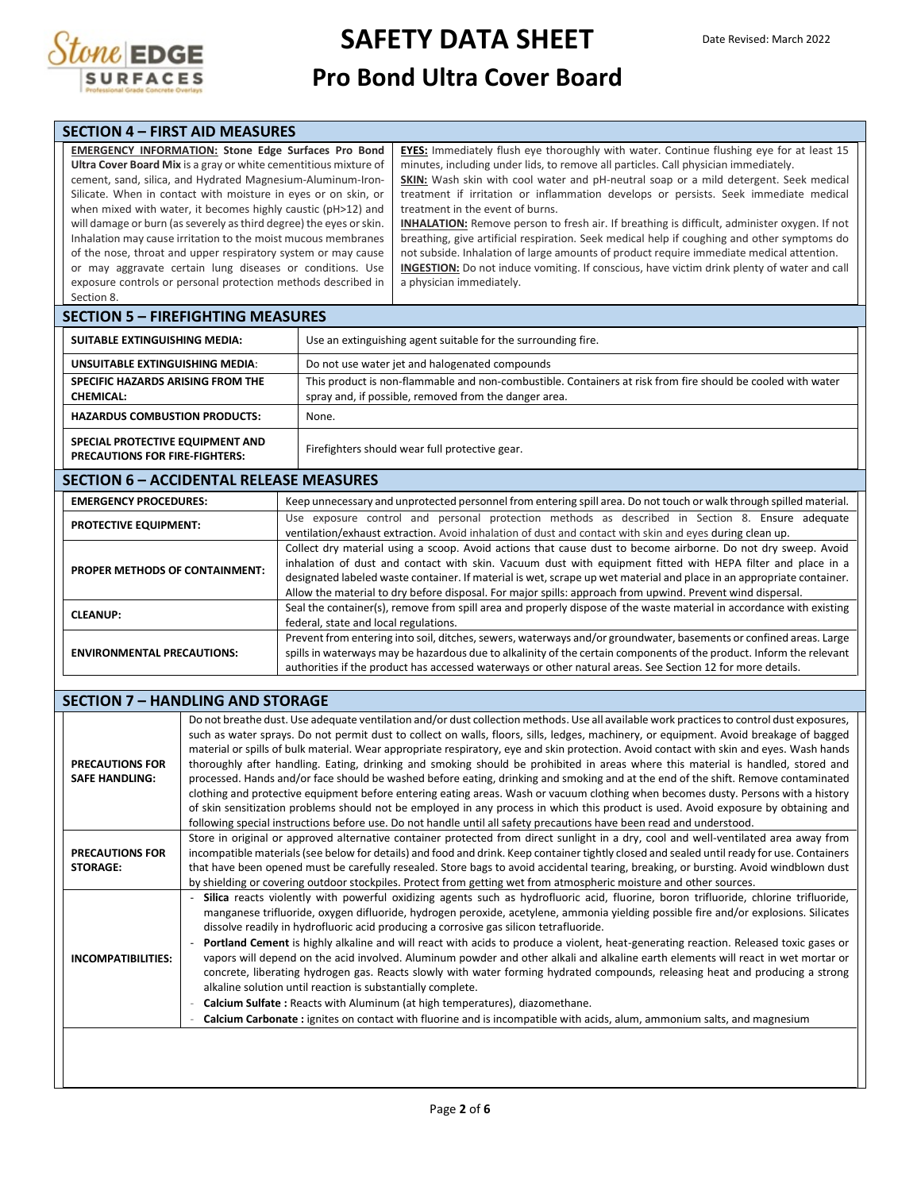# SAFETY DATA SHEET

## Pro Bond Ultra Cover Board

Date Revised: March 2022

## SECTION 4 – FIRST AID MEASURES

**EMERGENCY INFORMATION: Stone Edge Surfaces Pro Bond Ultra Cover Board Mix** is a gray or white cementitious mixture of cement, sand, silica, and Hydrated Magnesium-Aluminum-Iron-Silicate. When in contact with moisture in eyes or on skin, or when mixed with water, it becomes highly caustic (pH>12) and will damage or burn (as severely as third degree) the eyes or skin. Inhalation may cause irritation to the moist mucous membranes of the nose, throat and upper respiratory system or may cause or may aggravate certain lung diseases or conditions. Use exposure controls or personal protection methods described in Section 8.

**EYES:** Immediately flush eye thoroughly with water. Continue flushing eye for at least 15 minutes, including under lids, to remove all particles. Call physician immediately.

**SKIN:** Wash skin with cool water and pH-neutral soap or a mild detergent. Seek medical treatment if irritation or inflammation develops or persists. Seek immediate medical treatment in the event of burns.

**INHALATION:** Remove person to fresh air. If breathing is difficult, administer oxygen. If not breathing, give artificial respiration. Seek medical help if coughing and other symptoms do not subside. Inhalation of large amounts of product require immediate medical attention.

**INGESTION:** Do not induce vomiting. If conscious, have victim drink plenty of water and call a physician immediately.

## SECTION 5 – FIREFIGHTING MEASURES

| | |
|---|---|
| **SUITABLE EXTINGUISHING MEDIA:** | Use an extinguishing agent suitable for the surrounding fire. |
| **UNSUITABLE EXTINGUISHING MEDIA:** | Do not use water jet and halogenated compounds |
| **SPECIFIC HAZARDS ARISING FROM THE CHEMICAL:** | This product is non-flammable and non-combustible. Containers at risk from fire should be cooled with water spray and, if possible, removed from the danger area. |
| **HAZARDUS COMBUSTION PRODUCTS:** | None. |
| **SPECIAL PROTECTIVE EQUIPMENT AND PRECAUTIONS FOR FIRE-FIGHTERS:** | Firefighters should wear full protective gear. |

## SECTION 6 – ACCIDENTAL RELEASE MEASURES

| | |
|---|---|
| **EMERGENCY PROCEDURES:** | Keep unnecessary and unprotected personnel from entering spill area. Do not touch or walk through spilled material. |
| **PROTECTIVE EQUIPMENT:** | Use exposure control and personal protection methods as described in Section 8. Ensure adequate ventilation/exhaust extraction. Avoid inhalation of dust and contact with skin and eyes during clean up. |
| **PROPER METHODS OF CONTAINMENT:** | Collect dry material using a scoop. Avoid actions that cause dust to become airborne. Do not dry sweep. Avoid inhalation of dust and contact with skin. Vacuum dust with equipment fitted with HEPA filter and place in a designated labeled waste container. If material is wet, scrape up wet material and place in an appropriate container. Allow the material to dry before disposal. For major spills: approach from upwind. Prevent wind dispersal. |
| **CLEANUP:** | Seal the container(s), remove from spill area and properly dispose of the waste material in accordance with existing federal, state and local regulations. |
| **ENVIRONMENTAL PRECAUTIONS:** | Prevent from entering into soil, ditches, sewers, waterways and/or groundwater, basements or confined areas. Large spills in waterways may be hazardous due to alkalinity of the certain components of the product. Inform the relevant authorities if the product has accessed waterways or other natural areas. See Section 12 for more details. |

## SECTION 7 – HANDLING AND STORAGE

| | |
|---|---|
| **PRECAUTIONS FOR SAFE HANDLING:** | Do not breathe dust. Use adequate ventilation and/or dust collection methods. Use all available work practices to control dust exposures, such as water sprays. Do not permit dust to collect on walls, floors, sills, ledges, machinery, or equipment. Avoid breakage of bagged material or spills of bulk material. Wear appropriate respiratory, eye and skin protection. Avoid contact with skin and eyes. Wash hands thoroughly after handling. Eating, drinking and smoking should be prohibited in areas where this material is handled, stored and processed. Hands and/or face should be washed before eating, drinking and smoking and at the end of the shift. Remove contaminated clothing and protective equipment before entering eating areas. Wash or vacuum clothing when becomes dusty. Persons with a history of skin sensitization problems should not be employed in any process in which this product is used. Avoid exposure by obtaining and following special instructions before use. Do not handle until all safety precautions have been read and understood. |
| **PRECAUTIONS FOR STORAGE:** | Store in original or approved alternative container protected from direct sunlight in a dry, cool and well-ventilated area away from incompatible materials (see below for details) and food and drink. Keep container tightly closed and sealed until ready for use. Containers that have been opened must be carefully resealed. Store bags to avoid accidental tearing, breaking, or bursting. Avoid windblown dust by shielding or covering outdoor stockpiles. Protect from getting wet from atmospheric moisture and other sources. |
| **INCOMPATIBILITIES:** | - **Silica** reacts violently with powerful oxidizing agents such as hydrofluoric acid, fluorine, boron trifluoride, chlorine trifluoride, manganese trifluoride, oxygen difluoride, hydrogen peroxide, acetylene, ammonia yielding possible fire and/or explosions. Silicates dissolve readily in hydrofluoric acid producing a corrosive gas silicon tetrafluoride.<br>- **Portland Cement** is highly alkaline and will react with acids to produce a violent, heat-generating reaction. Released toxic gases or vapors will depend on the acid involved. Aluminum powder and other alkali and alkaline earth elements will react in wet mortar or concrete, liberating hydrogen gas. Reacts slowly with water forming hydrated compounds, releasing heat and producing a strong alkaline solution until reaction is substantially complete.<br>- **Calcium Sulfate :** Reacts with Aluminum (at high temperatures), diazomethane.<br>- **Calcium Carbonate :** ignites on contact with fluorine and is incompatible with acids, alum, ammonium salts, and magnesium |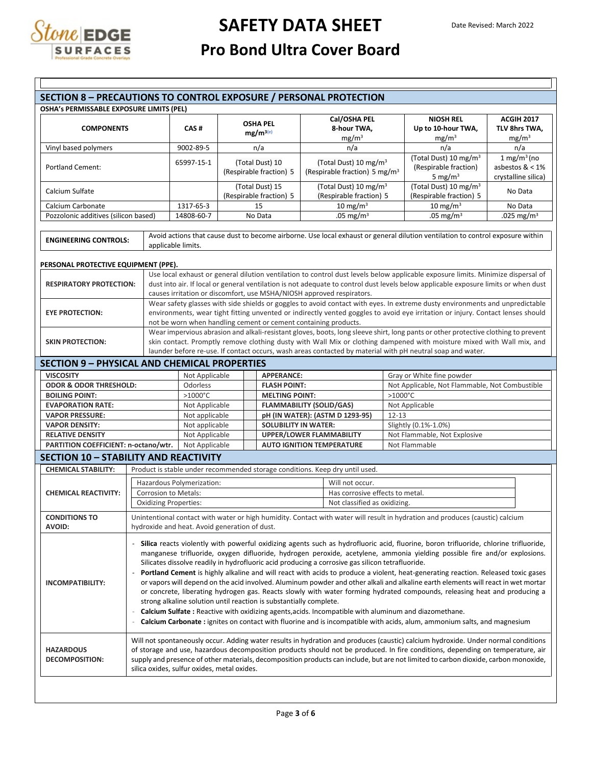## SECTION 8 – PRECAUTIONS TO CONTROL EXPOSURE / PERSONAL PROTECTION

**OSHA's PERMISSABLE EXPOSURE LIMITS (PEL)**

| COMPONENTS | CAS # | OSHA PEL $mg/m^3$ (e) | Cal/OSHA PEL 8-hour TWA, $mg/m^3$ | NIOSH REL Up to 10-hour TWA, $mg/m^3$ | ACGIH 2017 TLV 8hrs TWA, $mg/m^3$ |
|---|---|---|---|---|---|
| Vinyl based polymers | 9002-89-5 | n/a | n/a | n/a | n/a |
| Portland Cement: | 65997-15-1 | (Total Dust) 10 (Respirable fraction) 5 | (Total Dust) 10 $mg/m^3$ (Respirable fraction) 5 $mg/m^3$ | (Total Dust) 10 $mg/m^3$ (Respirable fraction) 5 $mg/m^3$ | 1 $mg/m^3$ (no asbestos & < 1% crystalline silica) |
| Calcium Sulfate | | (Total Dust) 15 (Respirable fraction) 5 | (Total Dust) 10 $mg/m^3$ (Respirable fraction) 5 | (Total Dust) 10 $mg/m^3$ (Respirable fraction) 5 | No Data |
| Calcium Carbonate | 1317-65-3 | 15 | 10 $mg/m^3$ | 10 $mg/m^3$ | No Data |
| Pozzolonic additives (silicon based) | 14808-60-7 | No Data | .05 $mg/m^3$ | .05 $mg/m^3$ | .025 $mg/m^3$ |

| | |
|---|---|
| **ENGINEERING CONTROLS:** | Avoid actions that cause dust to become airborne. Use local exhaust or general dilution ventilation to control exposure within applicable limits. |

**PERSONAL PROTECTIVE EQUIPMENT (PPE).**

| | |
|---|---|
| **RESPIRATORY PROTECTION:** | Use local exhaust or general dilution ventilation to control dust levels below applicable exposure limits. Minimize dispersal of dust into air. If local or general ventilation is not adequate to control dust levels below applicable exposure limits or when dust causes irritation or discomfort, use MSHA/NIOSH approved respirators. |
| **EYE PROTECTION:** | Wear safety glasses with side shields or goggles to avoid contact with eyes. In extreme dusty environments and unpredictable environments, wear tight fitting unvented or indirectly vented goggles to avoid eye irritation or injury. Contact lenses should not be worn when handling cement or cement containing products. |
| **SKIN PROTECTION:** | Wear impervious abrasion and alkali-resistant gloves, boots, long sleeve shirt, long pants or other protective clothing to prevent skin contact. Promptly remove clothing dusty with Wall Mix or clothing dampened with moisture mixed with Wall mix, and launder before re-use. If contact occurs, wash areas contacted by material with pH neutral soap and water. |

## SECTION 9 – PHYSICAL AND CHEMICAL PROPERTIES

| | | | |
|---|---|---|---|
| **VISCOSITY** | Not Applicable | **APPERANCE:** | Gray or White fine powder |
| **ODOR & ODOR THRESHOLD:** | Odorless | **FLASH POINT:** | Not Applicable, Not Flammable, Not Combustible |
| **BOILING POINT:** | >1000°C | **MELTING POINT:** | >1000°C |
| **EVAPORATION RATE:** | Not Applicable | **FLAMMABILITY (SOLID/GAS)** | Not Applicable |
| **VAPOR PRESSURE:** | Not applicable | **pH (IN WATER): (ASTM D 1293-95)** | 12-13 |
| **VAPOR DENSITY:** | Not applicable | **SOLUBILITY IN WATER:** | Slightly (0.1%-1.0%) |
| **RELATIVE DENSITY** | Not Applicable | **UPPER/LOWER FLAMMABILITY** | Not Flammable, Not Explosive |
| **PARTITION COEFFICIENT: n-octano/wtr.** | Not Applicable | **AUTO IGNITION TEMPERATURE** | Not Flammable |

## SECTION 10 – STABILITY AND REACTIVITY

| | |
|---|---|
| **CHEMICAL STABILITY:** | Product is stable under recommended storage conditions. Keep dry until used. |
| **CHEMICAL REACTIVITY:** | Hazardous Polymerization: Will not occur.<br>Corrosion to Metals: Has corrosive effects to metal.<br>Oxidizing Properties: Not classified as oxidizing. |
| **CONDITIONS TO AVOID:** | Unintentional contact with water or high humidity. Contact with water will result in hydration and produces (caustic) calcium hydroxide and heat. Avoid generation of dust. |
| **INCOMPATIBILITY:** | - **Silica** reacts violently with powerful oxidizing agents such as hydrofluoric acid, fluorine, boron trifluoride, chlorine trifluoride, manganese trifluoride, oxygen difluoride, hydrogen peroxide, acetylene, ammonia yielding possible fire and/or explosions. Silicates dissolve readily in hydrofluoric acid producing a corrosive gas silicon tetrafluoride.<br>- **Portland Cement** is highly alkaline and will react with acids to produce a violent, heat-generating reaction. Released toxic gases or vapors will depend on the acid involved. Aluminum powder and other alkali and alkaline earth elements will react in wet mortar or concrete, liberating hydrogen gas. Reacts slowly with water forming hydrated compounds, releasing heat and producing a strong alkaline solution until reaction is substantially complete.<br>- **Calcium Sulfate :** Reactive with oxidizing agents,acids. Incompatible with aluminum and diazomethane.<br>- **Calcium Carbonate :** ignites on contact with fluorine and is incompatible with acids, alum, ammonium salts, and magnesium |
| **HAZARDOUS DECOMPOSITION:** | Will not spontaneously occur. Adding water results in hydration and produces (caustic) calcium hydroxide. Under normal conditions of storage and use, hazardous decomposition products should not be produced. In fire conditions, depending on temperature, air supply and presence of other materials, decomposition products can include, but are not limited to carbon dioxide, carbon monoxide, silica oxides, sulfur oxides, metal oxides. |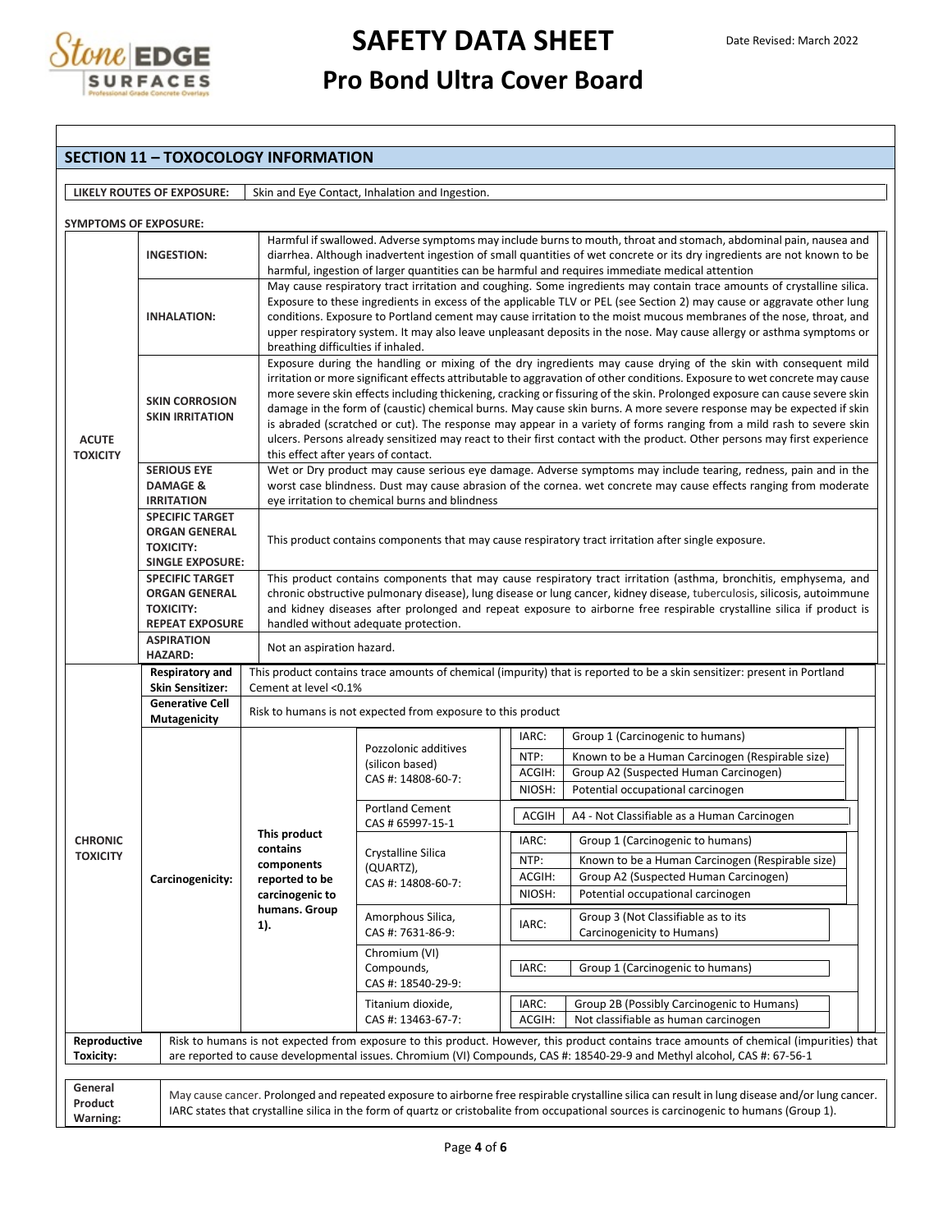# SAFETY DATA SHEET

## Pro Bond Ultra Cover Board

Date Revised: March 2022

## SECTION 11 – TOXOCOLOGY INFORMATION

| LIKELY ROUTES OF EXPOSURE: | Skin and Eye Contact, Inhalation and Ingestion. |
|---|---|

**SYMPTOMS OF EXPOSURE:**

| | | |
|---|---|---|
| **ACUTE TOXICITY** | **INGESTION:** | Harmful if swallowed. Adverse symptoms may include burns to mouth, throat and stomach, abdominal pain, nausea and diarrhea. Although inadvertent ingestion of small quantities of wet concrete or its dry ingredients are not known to be harmful, ingestion of larger quantities can be harmful and requires immediate medical attention |
| | **INHALATION:** | May cause respiratory tract irritation and coughing. Some ingredients may contain trace amounts of crystalline silica. Exposure to these ingredients in excess of the applicable TLV or PEL (see Section 2) may cause or aggravate other lung conditions. Exposure to Portland cement may cause irritation to the moist mucous membranes of the nose, throat, and upper respiratory system. It may also leave unpleasant deposits in the nose. May cause allergy or asthma symptoms or breathing difficulties if inhaled. |
| | **SKIN CORROSION SKIN IRRITATION** | Exposure during the handling or mixing of the dry ingredients may cause drying of the skin with consequent mild irritation or more significant effects attributable to aggravation of other conditions. Exposure to wet concrete may cause more severe skin effects including thickening, cracking or fissuring of the skin. Prolonged exposure can cause severe skin damage in the form of (caustic) chemical burns. May cause skin burns. A more severe response may be expected if skin is abraded (scratched or cut). The response may appear in a variety of forms ranging from a mild rash to severe skin ulcers. Persons already sensitized may react to their first contact with the product. Other persons may first experience this effect after years of contact. |
| | **SERIOUS EYE DAMAGE & IRRITATION** | Wet or Dry product may cause serious eye damage. Adverse symptoms may include tearing, redness, pain and in the worst case blindness. Dust may cause abrasion of the cornea. wet concrete may cause effects ranging from moderate eye irritation to chemical burns and blindness |
| | **SPECIFIC TARGET ORGAN GENERAL TOXICITY: SINGLE EXPOSURE:** | This product contains components that may cause respiratory tract irritation after single exposure. |
| | **SPECIFIC TARGET ORGAN GENERAL TOXICITY: REPEAT EXPOSURE** | This product contains components that may cause respiratory tract irritation (asthma, bronchitis, emphysema, and chronic obstructive pulmonary disease), lung disease or lung cancer, kidney disease, tuberculosis, silicosis, autoimmune and kidney diseases after prolonged and repeat exposure to airborne free respirable crystalline silica if product is handled without adequate protection. |
| | **ASPIRATION HAZARD:** | Not an aspiration hazard. |

| | | | | | |
|---|---|---|---|---|---|
| **CHRONIC TOXICITY** | **Respiratory and Skin Sensitizer:** | This product contains trace amounts of chemical (impurity) that is reported to be a skin sensitizer: present in Portland Cement at level <0.1% | | | |
| | **Generative Cell Mutagenicity** | Risk to humans is not expected from exposure to this product | | | |
| | **Carcinogenicity:** | **This product contains components reported to be carcinogenic to humans. Group 1).** | Pozzolonic additives (silicon based) CAS #: 14808-60-7: | IARC: | Group 1 (Carcinogenic to humans) |
| | | | | NTP: | Known to be a Human Carcinogen (Respirable size) |
| | | | | ACGIH: | Group A2 (Suspected Human Carcinogen) |
| | | | | NIOSH: | Potential occupational carcinogen |
| | | | Portland Cement CAS # 65997-15-1 | ACGIH | A4 - Not Classifiable as a Human Carcinogen |
| | | | Crystalline Silica (QUARTZ), CAS #: 14808-60-7: | IARC: | Group 1 (Carcinogenic to humans) |
| | | | | NTP: | Known to be a Human Carcinogen (Respirable size) |
| | | | | ACGIH: | Group A2 (Suspected Human Carcinogen) |
| | | | | NIOSH: | Potential occupational carcinogen |
| | | | Amorphous Silica, CAS #: 7631-86-9: | IARC: | Group 3 (Not Classifiable as to its Carcinogenicity to Humans) |
| | | | Chromium (VI) Compounds, CAS #: 18540-29-9: | IARC: | Group 1 (Carcinogenic to humans) |
| | | | Titanium dioxide, CAS #: 13463-67-7: | IARC: | Group 2B (Possibly Carcinogenic to Humans) |
| | | | | ACGIH: | Not classifiable as human carcinogen |

| | |
|---|---|
| **Reproductive Toxicity:** | Risk to humans is not expected from exposure to this product. However, this product contains trace amounts of chemical (impurities) that are reported to cause developmental issues. Chromium (VI) Compounds, CAS #: 18540-29-9 and Methyl alcohol, CAS #: 67-56-1 |

| | |
|---|---|
| **General Product Warning:** | May cause cancer. Prolonged and repeated exposure to airborne free respirable crystalline silica can result in lung disease and/or lung cancer. IARC states that crystalline silica in the form of quartz or cristobalite from occupational sources is carcinogenic to humans (Group 1). |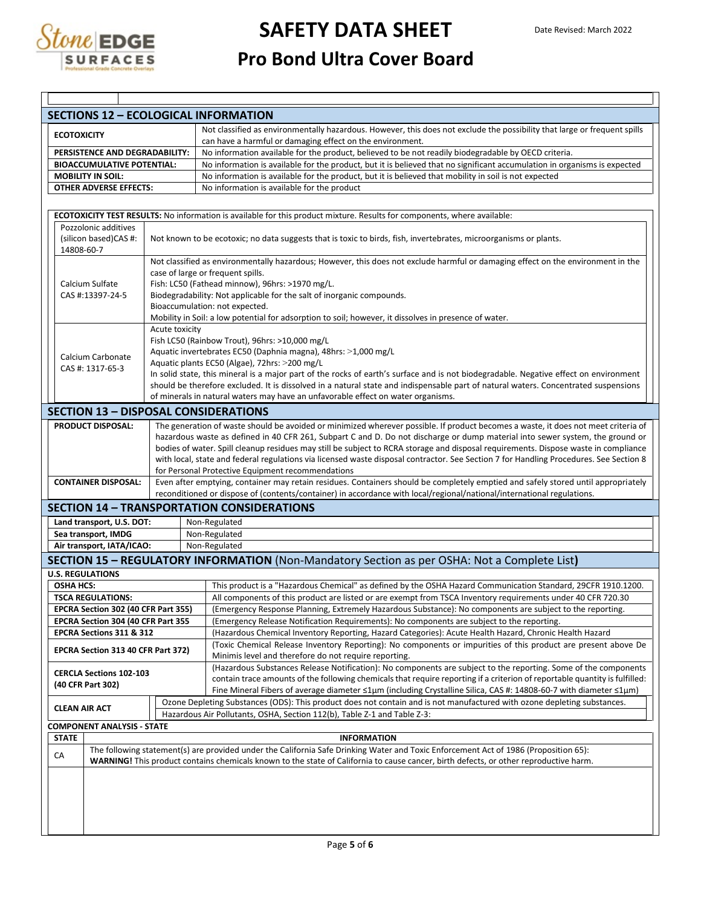## SECTIONS 12 – ECOLOGICAL INFORMATION

| | |
|---|---|
| **ECOTOXICITY** | Not classified as environmentally hazardous. However, this does not exclude the possibility that large or frequent spills can have a harmful or damaging effect on the environment. |
| **PERSISTENCE AND DEGRADABILITY:** | No information available for the product, believed to be not readily biodegradable by OECD criteria. |
| **BIOACCUMULATIVE POTENTIAL:** | No information is available for the product, but it is believed that no significant accumulation in organisms is expected |
| **MOBILITY IN SOIL:** | No information is available for the product, but it is believed that mobility in soil is not expected |
| **OTHER ADVERSE EFFECTS:** | No information is available for the product |

**ECOTOXICITY TEST RESULTS:** No information is available for this product mixture. Results for components, where available:

| | |
|---|---|
| Pozzolonic additives (silicon based)CAS #: 14808-60-7 | Not known to be ecotoxic; no data suggests that is toxic to birds, fish, invertebrates, microorganisms or plants. |
| Calcium Sulfate CAS #:13397-24-5 | Not classified as environmentally hazardous; However, this does not exclude harmful or damaging effect on the environment in the case of large or frequent spills.<br>Fish: LC50 (Fathead minnow), 96hrs: >1970 mg/L.<br>Biodegradability: Not applicable for the salt of inorganic compounds.<br>Bioaccumulation: not expected.<br>Mobility in Soil: a low potential for adsorption to soil; however, it dissolves in presence of water. |
| Calcium Carbonate CAS #: 1317-65-3 | Acute toxicity<br>Fish LC50 (Rainbow Trout), 96hrs: >10,000 mg/L<br>Aquatic invertebrates EC50 (Daphnia magna), 48hrs: >1,000 mg/L<br>Aquatic plants EC50 (Algae), 72hrs: >200 mg/L<br>In solid state, this mineral is a major part of the rocks of earth's surface and is not biodegradable. Negative effect on environment should be therefore excluded. It is dissolved in a natural state and indispensable part of natural waters. Concentrated suspensions of minerals in natural waters may have an unfavorable effect on water organisms. |

## SECTION 13 – DISPOSAL CONSIDERATIONS

| | |
|---|---|
| **PRODUCT DISPOSAL:** | The generation of waste should be avoided or minimized wherever possible. If product becomes a waste, it does not meet criteria of hazardous waste as defined in 40 CFR 261, Subpart C and D. Do not discharge or dump material into sewer system, the ground or bodies of water. Spill cleanup residues may still be subject to RCRA storage and disposal requirements. Dispose waste in compliance with local, state and federal regulations via licensed waste disposal contractor. See Section 7 for Handling Procedures. See Section 8 for Personal Protective Equipment recommendations |
| **CONTAINER DISPOSAL:** | Even after emptying, container may retain residues. Containers should be completely emptied and safely stored until appropriately reconditioned or dispose of (contents/container) in accordance with local/regional/national/international regulations. |

## SECTION 14 – TRANSPORTATION CONSIDERATIONS

| | |
|---|---|
| **Land transport, U.S. DOT:** | Non-Regulated |
| **Sea transport, IMDG** | Non-Regulated |
| **Air transport, IATA/ICAO:** | Non-Regulated |

## SECTION 15 – REGULATORY INFORMATION (Non-Mandatory Section as per OSHA: Not a Complete List)

**U.S. REGULATIONS**

| | |
|---|---|
| **OSHA HCS:** | This product is a "Hazardous Chemical" as defined by the OSHA Hazard Communication Standard, 29CFR 1910.1200. |
| **TSCA REGULATIONS:** | All components of this product are listed or are exempt from TSCA Inventory requirements under 40 CFR 720.30 |
| **EPCRA Section 302 (40 CFR Part 355)** | (Emergency Response Planning, Extremely Hazardous Substance): No components are subject to the reporting. |
| **EPCRA Section 304 (40 CFR Part 355** | (Emergency Release Notification Requirements): No components are subject to the reporting. |
| **EPCRA Sections 311 & 312** | (Hazardous Chemical Inventory Reporting, Hazard Categories): Acute Health Hazard, Chronic Health Hazard |
| **EPCRA Section 313 40 CFR Part 372)** | (Toxic Chemical Release Inventory Reporting): No components or impurities of this product are present above De Minimis level and therefore do not require reporting. |
| **CERCLA Sections 102-103 (40 CFR Part 302)** | (Hazardous Substances Release Notification): No components are subject to the reporting. Some of the components contain trace amounts of the following chemicals that require reporting if a criterion of reportable quantity is fulfilled: Fine Mineral Fibers of average diameter ≤1µm (including Crystalline Silica, CAS #: 14808-60-7 with diameter ≤1µm) |
| **CLEAN AIR ACT** | Ozone Depleting Substances (ODS): This product does not contain and is not manufactured with ozone depleting substances.<br>Hazardous Air Pollutants, OSHA, Section 112(b), Table Z-1 and Table Z-3: |

**COMPONENT ANALYSIS - STATE**

| STATE | INFORMATION |
|---|---|
| CA | The following statement(s) are provided under the California Safe Drinking Water and Toxic Enforcement Act of 1986 (Proposition 65):<br>**WARNING!** This product contains chemicals known to the state of California to cause cancer, birth defects, or other reproductive harm. |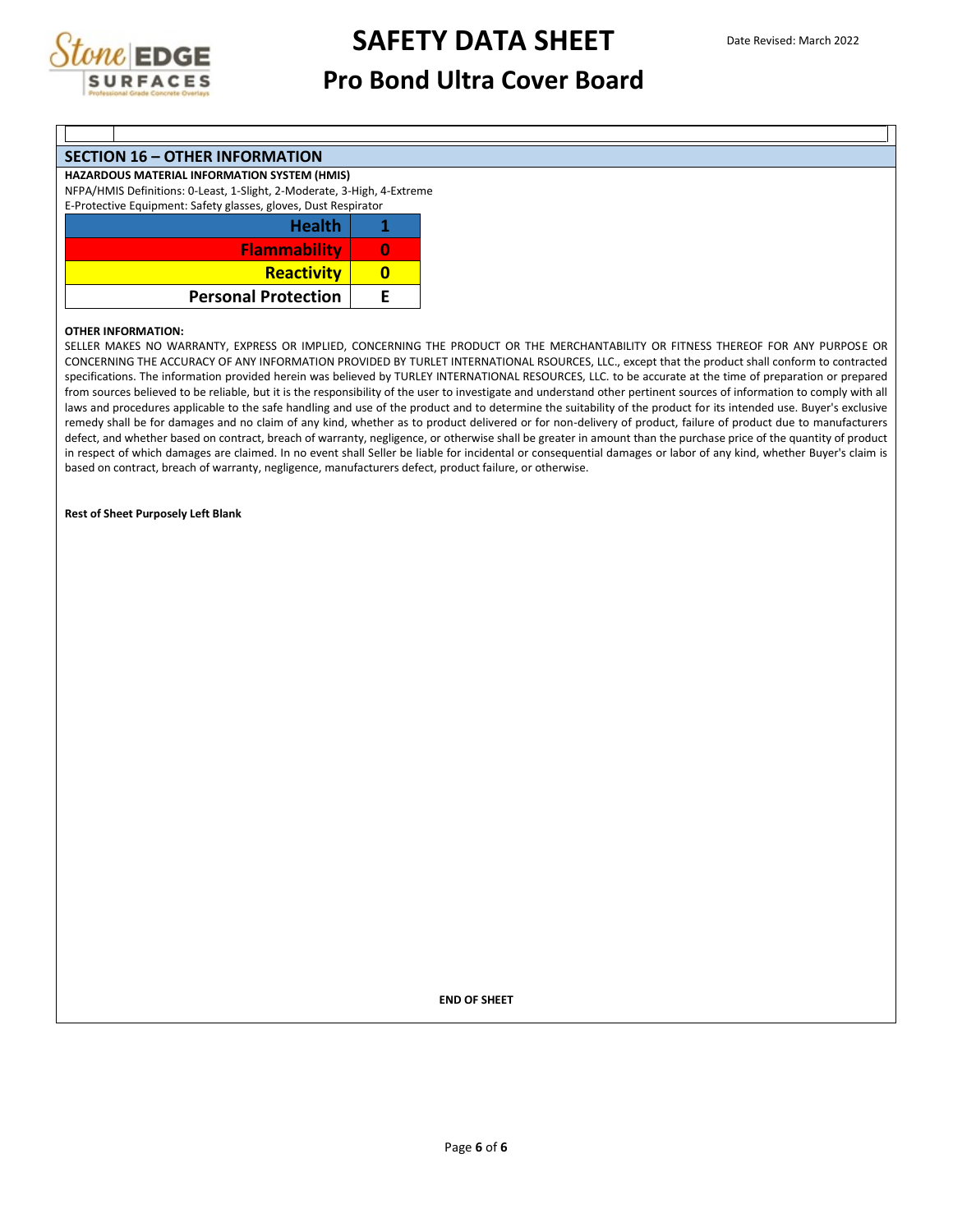## SECTION 16 – OTHER INFORMATION

**HAZARDOUS MATERIAL INFORMATION SYSTEM (HMIS)**

NFPA/HMIS Definitions: 0-Least, 1-Slight, 2-Moderate, 3-High, 4-Extreme

E-Protective Equipment: Safety glasses, gloves, Dust Respirator

| | |
|---|---|
| **Health** | **1** |
| **Flammability** | **0** |
| **Reactivity** | **0** |
| **Personal Protection** | **E** |

**OTHER INFORMATION:**

SELLER MAKES NO WARRANTY, EXPRESS OR IMPLIED, CONCERNING THE PRODUCT OR THE MERCHANTABILITY OR FITNESS THEREOF FOR ANY PURPOSE OR CONCERNING THE ACCURACY OF ANY INFORMATION PROVIDED BY TURLET INTERNATIONAL RSOURCES, LLC., except that the product shall conform to contracted specifications. The information provided herein was believed by TURLEY INTERNATIONAL RESOURCES, LLC. to be accurate at the time of preparation or prepared from sources believed to be reliable, but it is the responsibility of the user to investigate and understand other pertinent sources of information to comply with all laws and procedures applicable to the safe handling and use of the product and to determine the suitability of the product for its intended use. Buyer's exclusive remedy shall be for damages and no claim of any kind, whether as to product delivered or for non-delivery of product, failure of product due to manufacturers defect, and whether based on contract, breach of warranty, negligence, or otherwise shall be greater in amount than the purchase price of the quantity of product in respect of which damages are claimed. In no event shall Seller be liable for incidental or consequential damages or labor of any kind, whether Buyer's claim is based on contract, breach of warranty, negligence, manufacturers defect, product failure, or otherwise.

**Rest of Sheet Purposely Left Blank**

**END OF SHEET**